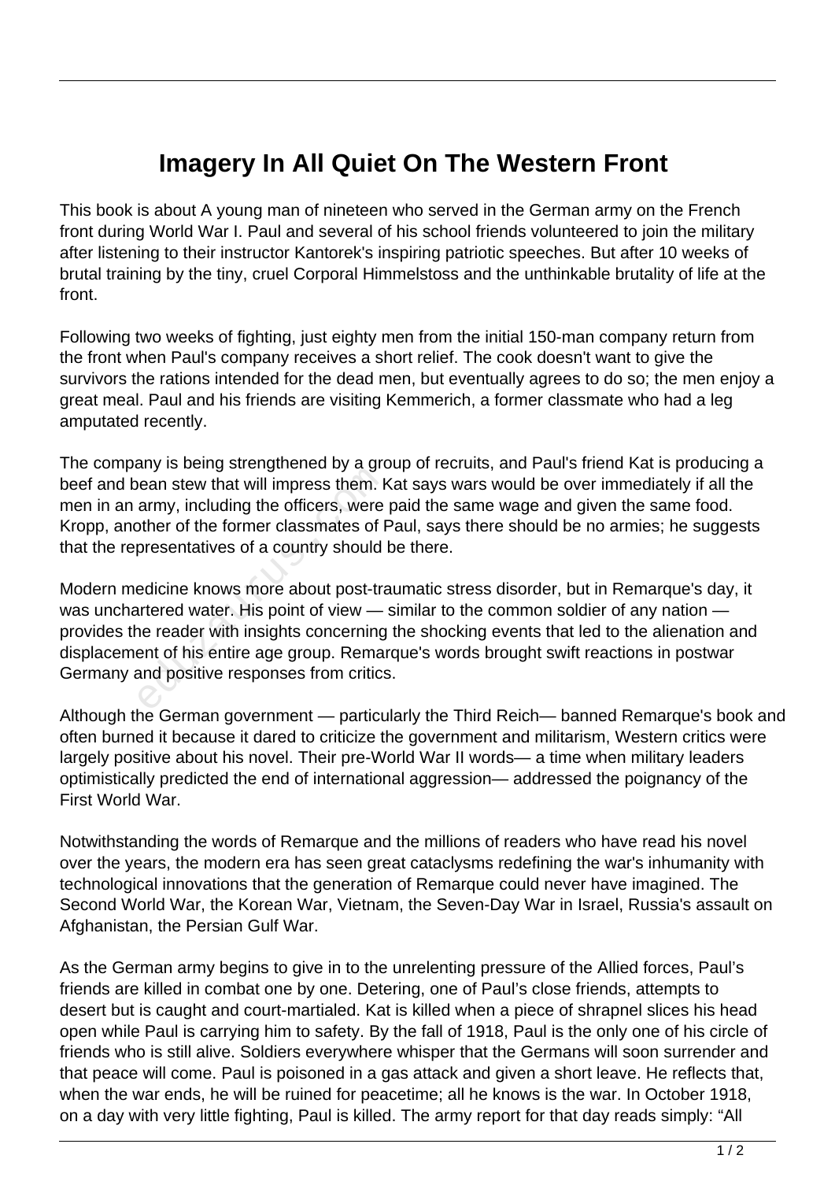# Imagery In All Quiet On The Western Front

This book is about A young man of nineteen who served in the German army on the French front during World War I. Paul and several of his school friends volunteered to join the military after listening to their instructor Kantorek's inspiring patriotic speeches. But after 10 weeks of brutal training by the tiny, cruel Corporal Himmelstoss and the unthinkable brutality of life at the front.

Following two weeks of fighting, just eighty men from the initial 150-man company return from the front when Paul's company receives a short relief. The cook doesn't want to give the survivors the rations intended for the dead men, but eventually agrees to do so; the men enjoy a great meal. Paul and his friends are visiting Kemmerich, a former classmate who had a leg amputated recently.

The company is being strengthened by a group of recruits, and Paul's friend Kat is producing a beef and bean stew that will impress them. Kat says wars would be over immediately if all the men in an army, including the officers, were paid the same wage and given the same food. Kropp, another of the former classmates of Paul, says there should be no armies; he suggests that the representatives of a country should be there.

Modern medicine knows more about post-traumatic stress disorder, but in Remarque's day, it was unchartered water. His point of view — similar to the common soldier of any nation — provides the reader with insights concerning the shocking events that led to the alienation and displacement of his entire age group. Remarque's words brought swift reactions in postwar Germany and positive responses from critics.

Although the German government — particularly the Third Reich— banned Remarque's book and often burned it because it dared to criticize the government and militarism, Western critics were largely positive about his novel. Their pre-World War II words— a time when military leaders optimistically predicted the end of international aggression— addressed the poignancy of the First World War.

Notwithstanding the words of Remarque and the millions of readers who have read his novel over the years, the modern era has seen great cataclysms redefining the war's inhumanity with technological innovations that the generation of Remarque could never have imagined. The Second World War, the Korean War, Vietnam, the Seven-Day War in Israel, Russia's assault on Afghanistan, the Persian Gulf War.

As the German army begins to give in to the unrelenting pressure of the Allied forces, Paul's friends are killed in combat one by one. Detering, one of Paul's close friends, attempts to desert but is caught and court-martialed. Kat is killed when a piece of shrapnel slices his head open while Paul is carrying him to safety. By the fall of 1918, Paul is the only one of his circle of friends who is still alive. Soldiers everywhere whisper that the Germans will soon surrender and that peace will come. Paul is poisoned in a gas attack and given a short leave. He reflects that, when the war ends, he will be ruined for peacetime; all he knows is the war. In October 1918, on a day with very little fighting, Paul is killed. The army report for that day reads simply: "All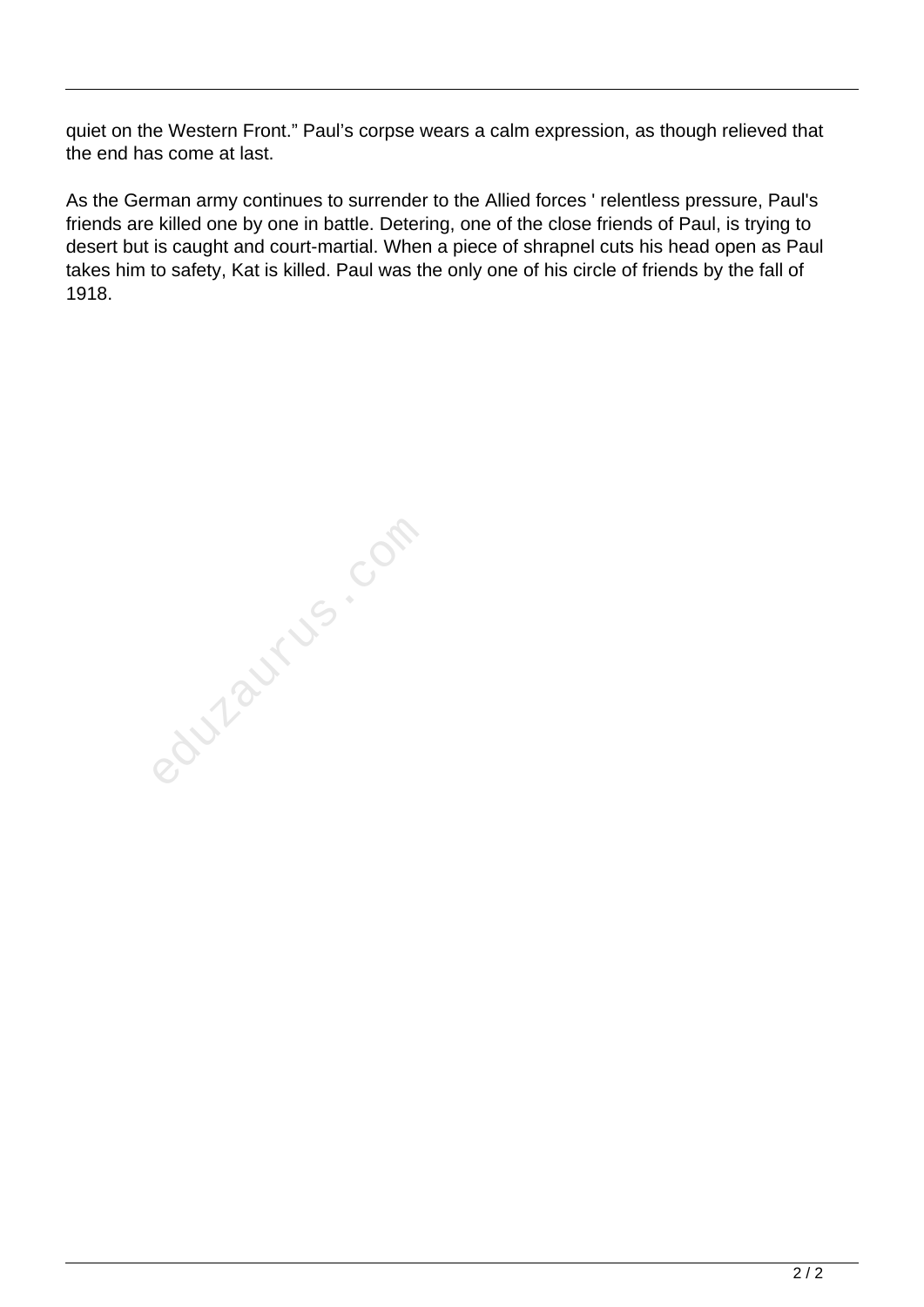quiet on the Western Front." Paul's corpse wears a calm expression, as though relieved that the end has come at last.

As the German army continues to surrender to the Allied forces ' relentless pressure, Paul's friends are killed one by one in battle. Detering, one of the close friends of Paul, is trying to desert but is caught and court-martial. When a piece of shrapnel cuts his head open as Paul takes him to safety, Kat is killed. Paul was the only one of his circle of friends by the fall of 1918.